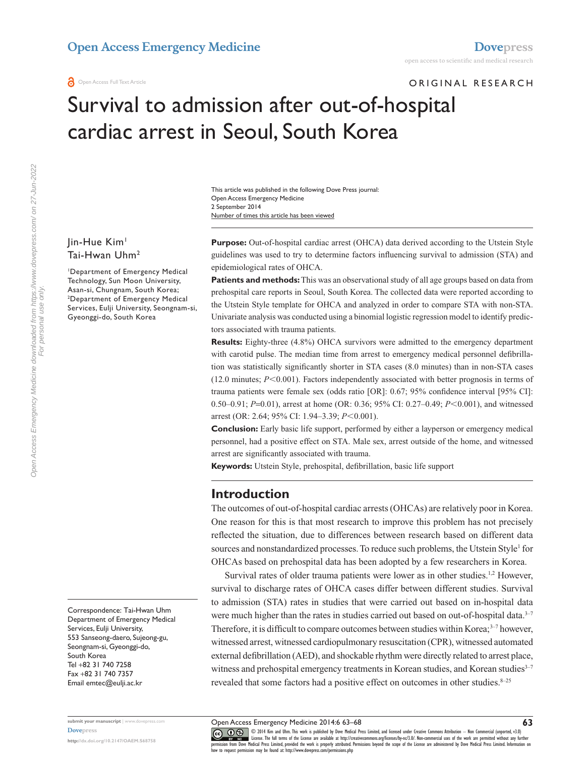ORIGINAL RESEARCH

# Survival to admission after out-of-hospital cardiac arrest in Seoul, South Korea

This article was published in the following Dove Press journal:
Open Access Emergency Medicine
2 September 2014
Number of times this article has been viewed

Jin-Hue Kim[1]
Tai-Hwan Uhm[2]

[1]Department of Emergency Medical Technology, Sun Moon University, Asan-si, Chungnam, South Korea; [2]Department of Emergency Medical Services, Eulji University, Seongnam-si, Gyeonggi-do, South Korea

Correspondence: Tai-Hwan Uhm
Department of Emergency Medical Services, Eulji University,
553 Sanseong-daero, Sujeong-gu, Seongnam-si, Gyeonggi-do,
South Korea
Tel +82 31 740 7258
Fax +82 31 740 7357
Email emtec@eulji.ac.kr

**Purpose:** Out-of-hospital cardiac arrest (OHCA) data derived according to the Utstein Style guidelines was used to try to determine factors influencing survival to admission (STA) and epidemiological rates of OHCA.

**Patients and methods:** This was an observational study of all age groups based on data from prehospital care reports in Seoul, South Korea. The collected data were reported according to the Utstein Style template for OHCA and analyzed in order to compare STA with non-STA. Univariate analysis was conducted using a binomial logistic regression model to identify predictors associated with trauma patients.

**Results:** Eighty-three (4.8%) OHCA survivors were admitted to the emergency department with carotid pulse. The median time from arrest to emergency medical personnel defibrillation was statistically significantly shorter in STA cases (8.0 minutes) than in non-STA cases (12.0 minutes; $P<0.001$). Factors independently associated with better prognosis in terms of trauma patients were female sex (odds ratio [OR]: 0.67; 95% confidence interval [95% CI]: 0.50–0.91; $P=0.01$), arrest at home (OR: 0.36; 95% CI: 0.27–0.49; $P<0.001$), and witnessed arrest (OR: 2.64; 95% CI: 1.94–3.39; $P<0.001$).

**Conclusion:** Early basic life support, performed by either a layperson or emergency medical personnel, had a positive effect on STA. Male sex, arrest outside of the home, and witnessed arrest are significantly associated with trauma.

**Keywords:** Utstein Style, prehospital, defibrillation, basic life support

## Introduction

The outcomes of out-of-hospital cardiac arrests (OHCAs) are relatively poor in Korea. One reason for this is that most research to improve this problem has not precisely reflected the situation, due to differences between research based on different data sources and nonstandardized processes. To reduce such problems, the Utstein Style[1] for OHCAs based on prehospital data has been adopted by a few researchers in Korea.

Survival rates of older trauma patients were lower as in other studies.[1,2] However, survival to discharge rates of OHCA cases differ between different studies. Survival to admission (STA) rates in studies that were carried out based on in-hospital data were much higher than the rates in studies carried out based on out-of-hospital data.[3–7] Therefore, it is difficult to compare outcomes between studies within Korea;[3–7] however, witnessed arrest, witnessed cardiopulmonary resuscitation (CPR), witnessed automated external defibrillation (AED), and shockable rhythm were directly related to arrest place, witness and prehospital emergency treatments in Korean studies, and Korean studies[3–7] revealed that some factors had a positive effect on outcomes in other studies.[8–25]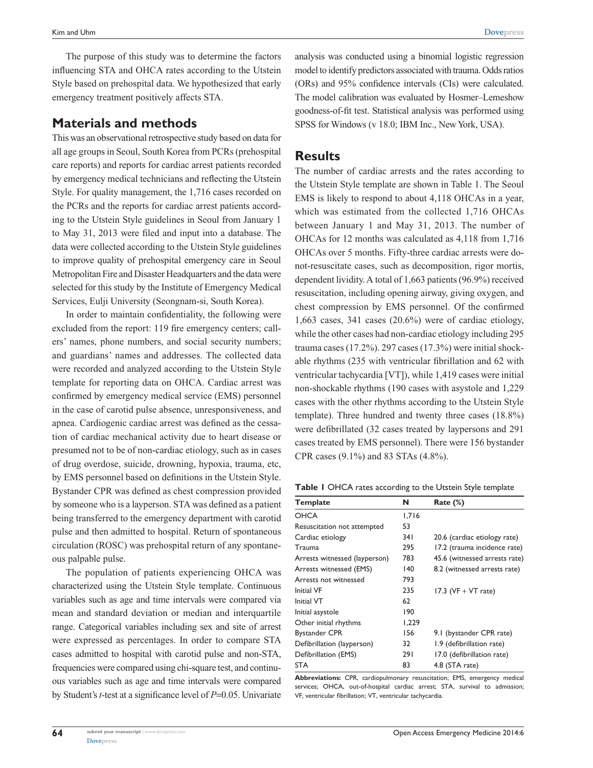The purpose of this study was to determine the factors influencing STA and OHCA rates according to the Utstein Style based on prehospital data. We hypothesized that early emergency treatment positively affects STA.

## Materials and methods

This was an observational retrospective study based on data for all age groups in Seoul, South Korea from PCRs (prehospital care reports) and reports for cardiac arrest patients recorded by emergency medical technicians and reflecting the Utstein Style. For quality management, the 1,716 cases recorded on the PCRs and the reports for cardiac arrest patients according to the Utstein Style guidelines in Seoul from January 1 to May 31, 2013 were filed and input into a database. The data were collected according to the Utstein Style guidelines to improve quality of prehospital emergency care in Seoul Metropolitan Fire and Disaster Headquarters and the data were selected for this study by the Institute of Emergency Medical Services, Eulji University (Seongnam-si, South Korea).

In order to maintain confidentiality, the following were excluded from the report: 119 fire emergency centers; callers' names, phone numbers, and social security numbers; and guardians' names and addresses. The collected data were recorded and analyzed according to the Utstein Style template for reporting data on OHCA. Cardiac arrest was confirmed by emergency medical service (EMS) personnel in the case of carotid pulse absence, unresponsiveness, and apnea. Cardiogenic cardiac arrest was defined as the cessation of cardiac mechanical activity due to heart disease or presumed not to be of non-cardiac etiology, such as in cases of drug overdose, suicide, drowning, hypoxia, trauma, etc, by EMS personnel based on definitions in the Utstein Style. Bystander CPR was defined as chest compression provided by someone who is a layperson. STA was defined as a patient being transferred to the emergency department with carotid pulse and then admitted to hospital. Return of spontaneous circulation (ROSC) was prehospital return of any spontaneous palpable pulse.

The population of patients experiencing OHCA was characterized using the Utstein Style template. Continuous variables such as age and time intervals were compared via mean and standard deviation or median and interquartile range. Categorical variables including sex and site of arrest were expressed as percentages. In order to compare STA cases admitted to hospital with carotid pulse and non-STA, frequencies were compared using chi-square test, and continuous variables such as age and time intervals were compared by Student's *t*-test at a significance level of $P$=0.05. Univariate analysis was conducted using a binomial logistic regression model to identify predictors associated with trauma. Odds ratios (ORs) and 95% confidence intervals (CIs) were calculated. The model calibration was evaluated by Hosmer–Lemeshow goodness-of-fit test. Statistical analysis was performed using SPSS for Windows (v 18.0; IBM Inc., New York, USA).

## Results

The number of cardiac arrests and the rates according to the Utstein Style template are shown in Table 1. The Seoul EMS is likely to respond to about 4,118 OHCAs in a year, which was estimated from the collected 1,716 OHCAs between January 1 and May 31, 2013. The number of OHCAs for 12 months was calculated as 4,118 from 1,716 OHCAs over 5 months. Fifty-three cardiac arrests were do-not-resuscitate cases, such as decomposition, rigor mortis, dependent lividity. A total of 1,663 patients (96.9%) received resuscitation, including opening airway, giving oxygen, and chest compression by EMS personnel. Of the confirmed 1,663 cases, 341 cases (20.6%) were of cardiac etiology, while the other cases had non-cardiac etiology including 295 trauma cases (17.2%). 297 cases (17.3%) were initial shockable rhythms (235 with ventricular fibrillation and 62 with ventricular tachycardia [VT]), while 1,419 cases were initial non-shockable rhythms (190 cases with asystole and 1,229 cases with the other rhythms according to the Utstein Style template). Three hundred and twenty three cases (18.8%) were defibrillated (32 cases treated by laypersons and 291 cases treated by EMS personnel). There were 156 bystander CPR cases (9.1%) and 83 STAs (4.8%).

**Table 1** OHCA rates according to the Utstein Style template

| Template | N | Rate (%) |
|---|---|---|
| OHCA | 1,716 | |
| Resuscitation not attempted | 53 | |
| Cardiac etiology | 341 | 20.6 (cardiac etiology rate) |
| Trauma | 295 | 17.2 (trauma incidence rate) |
| Arrests witnessed (layperson) | 783 | 45.6 (witnessed arrests rate) |
| Arrests witnessed (EMS) | 140 | 8.2 (witnessed arrests rate) |
| Arrests not witnessed | 793 | |
| Initial VF | 235 | 17.3 (VF + VT rate) |
| Initial VT | 62 | |
| Initial asystole | 190 | |
| Other initial rhythms | 1,229 | |
| Bystander CPR | 156 | 9.1 (bystander CPR rate) |
| Defibrillation (layperson) | 32 | 1.9 (defibrillation rate) |
| Defibrillation (EMS) | 291 | 17.0 (defibrillation rate) |
| STA | 83 | 4.8 (STA rate) |

**Abbreviations:** CPR, cardiopulmonary resuscitation; EMS, emergency medical services; OHCA, out-of-hospital cardiac arrest; STA, survival to admission; VF, ventricular fibrillation; VT, ventricular tachycardia.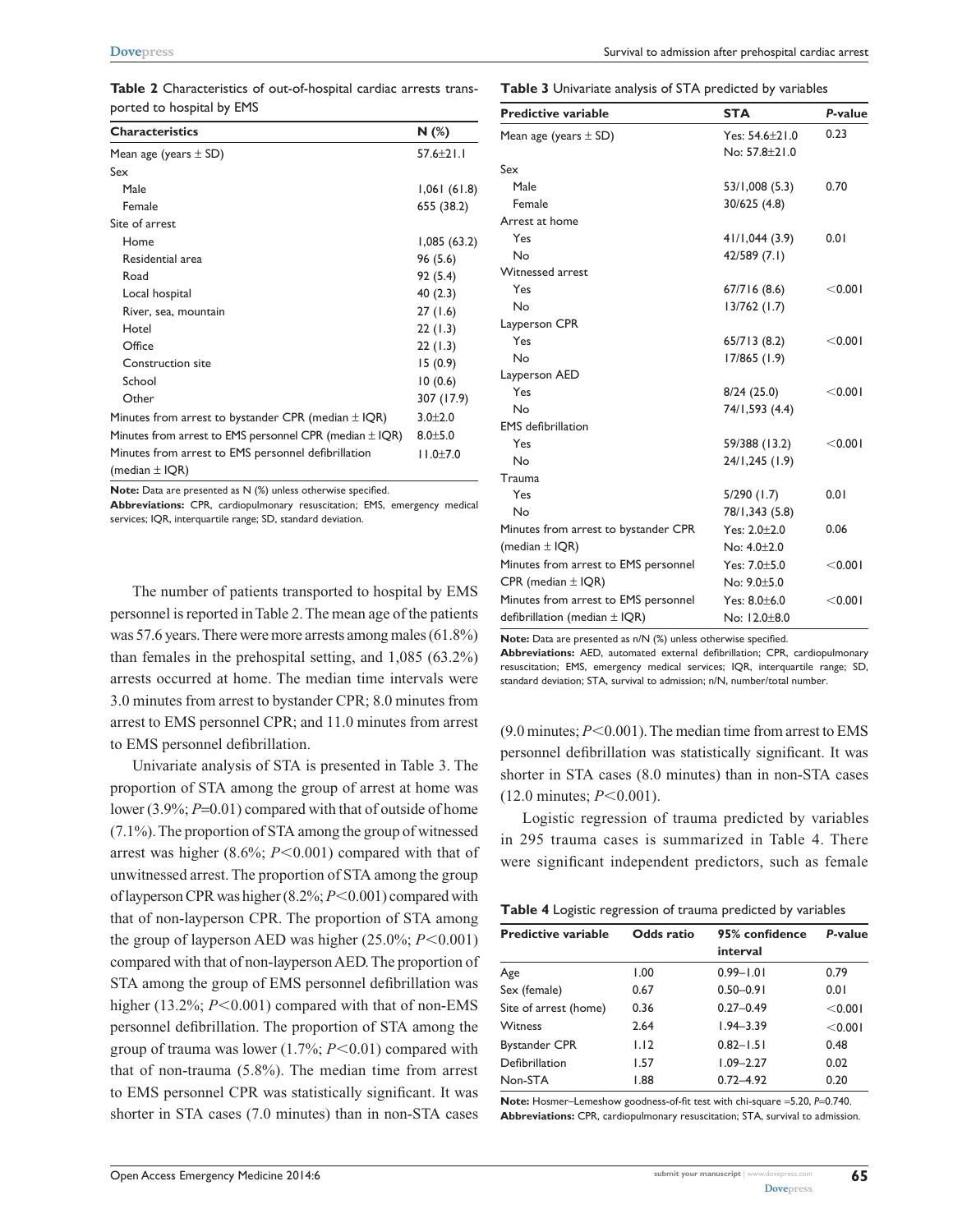**Table 2** Characteristics of out-of-hospital cardiac arrests transported to hospital by EMS

| Characteristics | N (%) |
| --- | --- |
| Mean age (years ± SD) | 57.6±21.1 |
| Sex | |
| Male | 1,061 (61.8) |
| Female | 655 (38.2) |
| Site of arrest | |
| Home | 1,085 (63.2) |
| Residential area | 96 (5.6) |
| Road | 92 (5.4) |
| Local hospital | 40 (2.3) |
| River, sea, mountain | 27 (1.6) |
| Hotel | 22 (1.3) |
| Office | 22 (1.3) |
| Construction site | 15 (0.9) |
| School | 10 (0.6) |
| Other | 307 (17.9) |
| Minutes from arrest to bystander CPR (median ± IQR) | 3.0±2.0 |
| Minutes from arrest to EMS personnel CPR (median ± IQR) | 8.0±5.0 |
| Minutes from arrest to EMS personnel defibrillation (median ± IQR) | 11.0±7.0 |

**Note:** Data are presented as N (%) unless otherwise specified.
**Abbreviations:** CPR, cardiopulmonary resuscitation; EMS, emergency medical services; IQR, interquartile range; SD, standard deviation.

The number of patients transported to hospital by EMS personnel is reported in Table 2. The mean age of the patients was 57.6 years. There were more arrests among males (61.8%) than females in the prehospital setting, and 1,085 (63.2%) arrests occurred at home. The median time intervals were 3.0 minutes from arrest to bystander CPR; 8.0 minutes from arrest to EMS personnel CPR; and 11.0 minutes from arrest to EMS personnel defibrillation.

Univariate analysis of STA is presented in Table 3. The proportion of STA among the group of arrest at home was lower (3.9%; $P$=0.01) compared with that of outside of home (7.1%). The proportion of STA among the group of witnessed arrest was higher (8.6%; $P<0.001$) compared with that of unwitnessed arrest. The proportion of STA among the group of layperson CPR was higher (8.2%; $P<0.001$) compared with that of non-layperson CPR. The proportion of STA among the group of layperson AED was higher (25.0%; $P<0.001$) compared with that of non-layperson AED. The proportion of STA among the group of EMS personnel defibrillation was higher (13.2%; $P<0.001$) compared with that of non-EMS personnel defibrillation. The proportion of STA among the group of trauma was lower (1.7%; $P<0.01$) compared with that of non-trauma (5.8%). The median time from arrest to EMS personnel CPR was statistically significant. It was shorter in STA cases (7.0 minutes) than in non-STA cases (9.0 minutes; $P<0.001$). The median time from arrest to EMS personnel defibrillation was statistically significant. It was shorter in STA cases (8.0 minutes) than in non-STA cases (12.0 minutes; $P<0.001$).

**Table 3** Univariate analysis of STA predicted by variables

| Predictive variable | STA | P-value |
| --- | --- | --- |
| Mean age (years ± SD) | Yes: 54.6±21.0<br>No: 57.8±21.0 | 0.23 |
| Sex | | |
| Male | 53/1,008 (5.3) | 0.70 |
| Female | 30/625 (4.8) | |
| Arrest at home | | |
| Yes | 41/1,044 (3.9) | 0.01 |
| No | 42/589 (7.1) | |
| Witnessed arrest | | |
| Yes | 67/716 (8.6) | <0.001 |
| No | 13/762 (1.7) | |
| Layperson CPR | | |
| Yes | 65/713 (8.2) | <0.001 |
| No | 17/865 (1.9) | |
| Layperson AED | | |
| Yes | 8/24 (25.0) | <0.001 |
| No | 74/1,593 (4.4) | |
| EMS defibrillation | | |
| Yes | 59/388 (13.2) | <0.001 |
| No | 24/1,245 (1.9) | |
| Trauma | | |
| Yes | 5/290 (1.7) | 0.01 |
| No | 78/1,343 (5.8) | |
| Minutes from arrest to bystander CPR (median ± IQR) | Yes: 2.0±2.0<br>No: 4.0±2.0 | 0.06 |
| Minutes from arrest to EMS personnel CPR (median ± IQR) | Yes: 7.0±5.0<br>No: 9.0±5.0 | <0.001 |
| Minutes from arrest to EMS personnel defibrillation (median ± IQR) | Yes: 8.0±6.0<br>No: 12.0±8.0 | <0.001 |

**Note:** Data are presented as n/N (%) unless otherwise specified.
**Abbreviations:** AED, automated external defibrillation; CPR, cardiopulmonary resuscitation; EMS, emergency medical services; IQR, interquartile range; SD, standard deviation; STA, survival to admission; n/N, number/total number.

Logistic regression of trauma predicted by variables in 295 trauma cases is summarized in Table 4. There were significant independent predictors, such as female

**Table 4** Logistic regression of trauma predicted by variables

| Predictive variable | Odds ratio | 95% confidence interval | P-value |
| --- | --- | --- | --- |
| Age | 1.00 | 0.99–1.01 | 0.79 |
| Sex (female) | 0.67 | 0.50–0.91 | 0.01 |
| Site of arrest (home) | 0.36 | 0.27–0.49 | <0.001 |
| Witness | 2.64 | 1.94–3.39 | <0.001 |
| Bystander CPR | 1.12 | 0.82–1.51 | 0.48 |
| Defibrillation | 1.57 | 1.09–2.27 | 0.02 |
| Non-STA | 1.88 | 0.72–4.92 | 0.20 |

**Note:** Hosmer–Lemeshow goodness-of-fit test with chi-square =5.20, $P$=0.740.
**Abbreviations:** CPR, cardiopulmonary resuscitation; STA, survival to admission.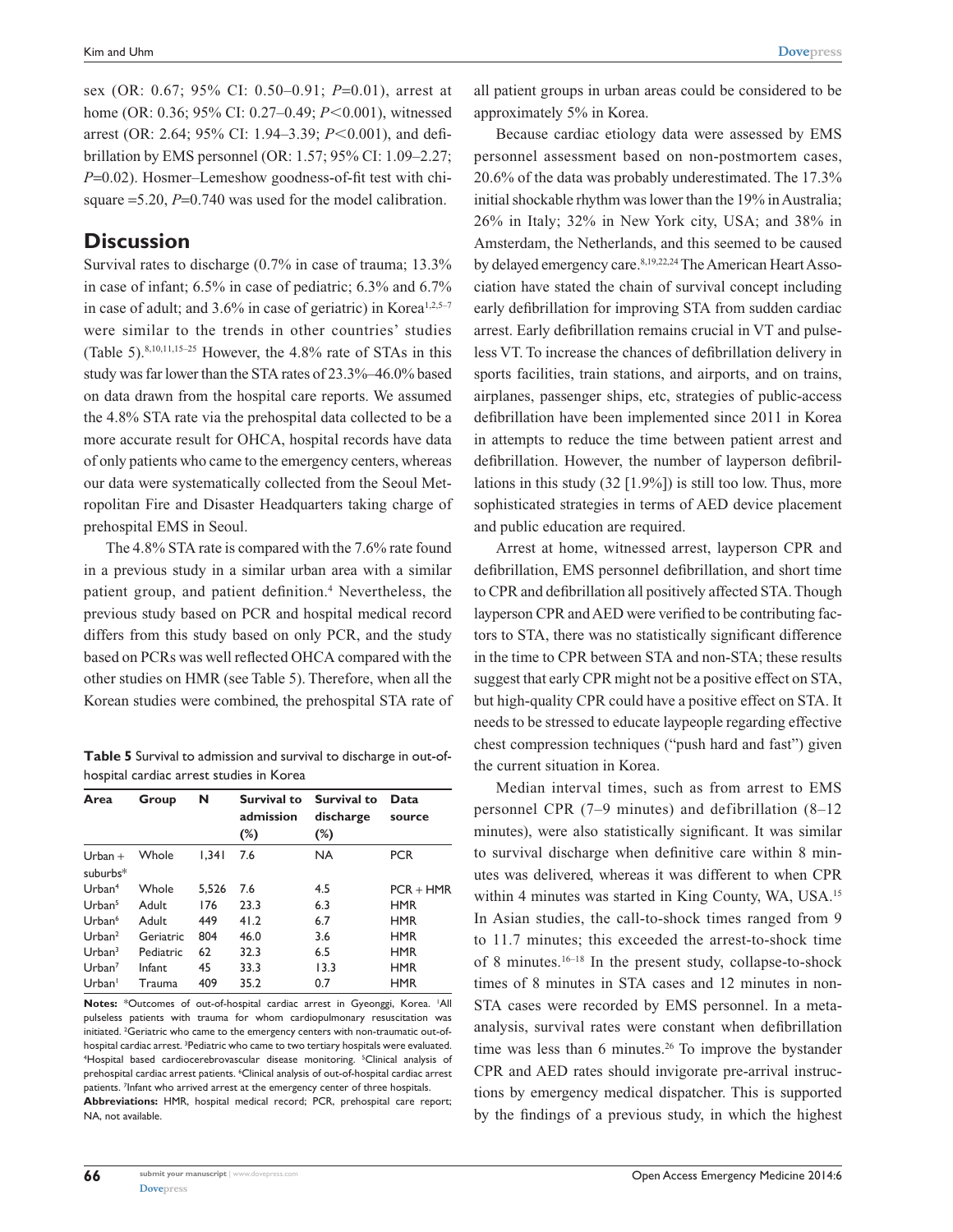sex (OR: 0.67; 95% CI: 0.50–0.91; $P$=0.01), arrest at home (OR: 0.36; 95% CI: 0.27–0.49; $P$<0.001), witnessed arrest (OR: 2.64; 95% CI: 1.94–3.39; $P$<0.001), and defibrillation by EMS personnel (OR: 1.57; 95% CI: 1.09–2.27; $P$=0.02). Hosmer–Lemeshow goodness-of-fit test with chi-square =5.20, $P$=0.740 was used for the model calibration.

## Discussion

Survival rates to discharge (0.7% in case of trauma; 13.3% in case of infant; 6.5% in case of pediatric; 6.3% and 6.7% in case of adult; and 3.6% in case of geriatric) in Korea[1,2,5–7] were similar to the trends in other countries' studies (Table 5).[8,10,11,15–25] However, the 4.8% rate of STAs in this study was far lower than the STA rates of 23.3%–46.0% based on data drawn from the hospital care reports. We assumed the 4.8% STA rate via the prehospital data collected to be a more accurate result for OHCA, hospital records have data of only patients who came to the emergency centers, whereas our data were systematically collected from the Seoul Metropolitan Fire and Disaster Headquarters taking charge of prehospital EMS in Seoul.

The 4.8% STA rate is compared with the 7.6% rate found in a previous study in a similar urban area with a similar patient group, and patient definition.[4] Nevertheless, the previous study based on PCR and hospital medical record differs from this study based on only PCR, and the study based on PCRs was well reflected OHCA compared with the other studies on HMR (see Table 5). Therefore, when all the Korean studies were combined, the prehospital STA rate of all patient groups in urban areas could be considered to be approximately 5% in Korea.

**Table 5** Survival to admission and survival to discharge in out-of-hospital cardiac arrest studies in Korea

| Area | Group | N | Survival to admission (%) | Survival to discharge (%) | Data source |
|---|---|---|---|---|---|
| Urban + suburbs* | Whole | 1,341 | 7.6 | NA | PCR |
| Urban[4] | Whole | 5,526 | 7.6 | 4.5 | PCR + HMR |
| Urban[5] | Adult | 176 | 23.3 | 6.3 | HMR |
| Urban[6] | Adult | 449 | 41.2 | 6.7 | HMR |
| Urban[2] | Geriatric | 804 | 46.0 | 3.6 | HMR |
| Urban[3] | Pediatric | 62 | 32.3 | 6.5 | HMR |
| Urban[7] | Infant | 45 | 33.3 | 13.3 | HMR |
| Urban[1] | Trauma | 409 | 35.2 | 0.7 | HMR |

**Notes:** *Outcomes of out-of-hospital cardiac arrest in Gyeonggi, Korea. [1]All pulseless patients with trauma for whom cardiopulmonary resuscitation was initiated. [2]Geriatric who came to the emergency centers with non-traumatic out-of-hospital cardiac arrest. [3]Pediatric who came to two tertiary hospitals were evaluated. [4]Hospital based cardiocerebrovascular disease monitoring. [5]Clinical analysis of prehospital cardiac arrest patients. [6]Clinical analysis of out-of-hospital cardiac arrest patients. [7]Infant who arrived arrest at the emergency center of three hospitals.
**Abbreviations:** HMR, hospital medical record; PCR, prehospital care report; NA, not available.

Because cardiac etiology data were assessed by EMS personnel assessment based on non-postmortem cases, 20.6% of the data was probably underestimated. The 17.3% initial shockable rhythm was lower than the 19% in Australia; 26% in Italy; 32% in New York city, USA; and 38% in Amsterdam, the Netherlands, and this seemed to be caused by delayed emergency care.[8,19,22,24] The American Heart Association have stated the chain of survival concept including early defibrillation for improving STA from sudden cardiac arrest. Early defibrillation remains crucial in VT and pulseless VT. To increase the chances of defibrillation delivery in sports facilities, train stations, and airports, and on trains, airplanes, passenger ships, etc, strategies of public-access defibrillation have been implemented since 2011 in Korea in attempts to reduce the time between patient arrest and defibrillation. However, the number of layperson defibrillations in this study (32 [1.9%]) is still too low. Thus, more sophisticated strategies in terms of AED device placement and public education are required.

Arrest at home, witnessed arrest, layperson CPR and defibrillation, EMS personnel defibrillation, and short time to CPR and defibrillation all positively affected STA. Though layperson CPR and AED were verified to be contributing factors to STA, there was no statistically significant difference in the time to CPR between STA and non-STA; these results suggest that early CPR might not be a positive effect on STA, but high-quality CPR could have a positive effect on STA. It needs to be stressed to educate laypeople regarding effective chest compression techniques ("push hard and fast") given the current situation in Korea.

Median interval times, such as from arrest to EMS personnel CPR (7–9 minutes) and defibrillation (8–12 minutes), were also statistically significant. It was similar to survival discharge when definitive care within 8 minutes was delivered, whereas it was different to when CPR within 4 minutes was started in King County, WA, USA.[15] In Asian studies, the call-to-shock times ranged from 9 to 11.7 minutes; this exceeded the arrest-to-shock time of 8 minutes.[16–18] In the present study, collapse-to-shock times of 8 minutes in STA cases and 12 minutes in non-STA cases were recorded by EMS personnel. In a meta-analysis, survival rates were constant when defibrillation time was less than 6 minutes.[26] To improve the bystander CPR and AED rates should invigorate pre-arrival instructions by emergency medical dispatcher. This is supported by the findings of a previous study, in which the highest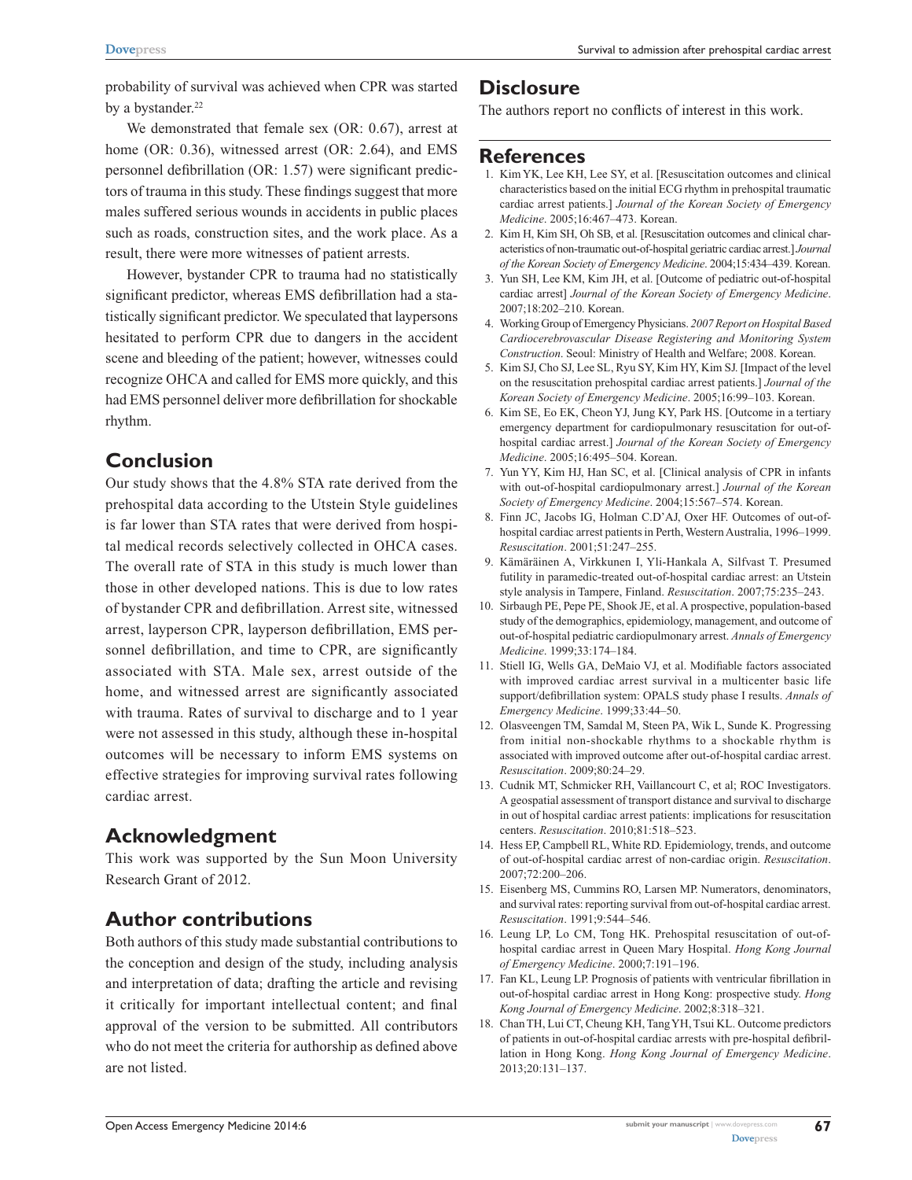probability of survival was achieved when CPR was started by a bystander.[22]

We demonstrated that female sex (OR: 0.67), arrest at home (OR: 0.36), witnessed arrest (OR: 2.64), and EMS personnel defibrillation (OR: 1.57) were significant predictors of trauma in this study. These findings suggest that more males suffered serious wounds in accidents in public places such as roads, construction sites, and the work place. As a result, there were more witnesses of patient arrests.

However, bystander CPR to trauma had no statistically significant predictor, whereas EMS defibrillation had a statistically significant predictor. We speculated that laypersons hesitated to perform CPR due to dangers in the accident scene and bleeding of the patient; however, witnesses could recognize OHCA and called for EMS more quickly, and this had EMS personnel deliver more defibrillation for shockable rhythm.

## Conclusion

Our study shows that the 4.8% STA rate derived from the prehospital data according to the Utstein Style guidelines is far lower than STA rates that were derived from hospital medical records selectively collected in OHCA cases. The overall rate of STA in this study is much lower than those in other developed nations. This is due to low rates of bystander CPR and defibrillation. Arrest site, witnessed arrest, layperson CPR, layperson defibrillation, EMS personnel defibrillation, and time to CPR, are significantly associated with STA. Male sex, arrest outside of the home, and witnessed arrest are significantly associated with trauma. Rates of survival to discharge and to 1 year were not assessed in this study, although these in-hospital outcomes will be necessary to inform EMS systems on effective strategies for improving survival rates following cardiac arrest.

## Acknowledgment

This work was supported by the Sun Moon University Research Grant of 2012.

## Author contributions

Both authors of this study made substantial contributions to the conception and design of the study, including analysis and interpretation of data; drafting the article and revising it critically for important intellectual content; and final approval of the version to be submitted. All contributors who do not meet the criteria for authorship as defined above are not listed.

## Disclosure

The authors report no conflicts of interest in this work.

## References

1. Kim YK, Lee KH, Lee SY, et al. [Resuscitation outcomes and clinical characteristics based on the initial ECG rhythm in prehospital traumatic cardiac arrest patients.] *Journal of the Korean Society of Emergency Medicine*. 2005;16:467–473. Korean.
2. Kim H, Kim SH, Oh SB, et al. [Resuscitation outcomes and clinical characteristics of non-traumatic out-of-hospital geriatric cardiac arrest.] *Journal of the Korean Society of Emergency Medicine*. 2004;15:434–439. Korean.
3. Yun SH, Lee KM, Kim JH, et al. [Outcome of pediatric out-of-hospital cardiac arrest] *Journal of the Korean Society of Emergency Medicine*. 2007;18:202–210. Korean.
4. Working Group of Emergency Physicians. *2007 Report on Hospital Based Cardiocerebrovascular Disease Registering and Monitoring System Construction*. Seoul: Ministry of Health and Welfare; 2008. Korean.
5. Kim SJ, Cho SJ, Lee SL, Ryu SY, Kim HY, Kim SJ. [Impact of the level on the resuscitation prehospital cardiac arrest patients.] *Journal of the Korean Society of Emergency Medicine*. 2005;16:99–103. Korean.
6. Kim SE, Eo EK, Cheon YJ, Jung KY, Park HS. [Outcome in a tertiary emergency department for cardiopulmonary resuscitation for out-of-hospital cardiac arrest.] *Journal of the Korean Society of Emergency Medicine*. 2005;16:495–504. Korean.
7. Yun YY, Kim HJ, Han SC, et al. [Clinical analysis of CPR in infants with out-of-hospital cardiopulmonary arrest.] *Journal of the Korean Society of Emergency Medicine*. 2004;15:567–574. Korean.
8. Finn JC, Jacobs IG, Holman C.D'AJ, Oxer HF. Outcomes of out-of-hospital cardiac arrest patients in Perth, Western Australia, 1996–1999. *Resuscitation*. 2001;51:247–255.
9. Kämäräinen A, Virkkunen I, Yli-Hankala A, Silfvast T. Presumed futility in paramedic-treated out-of-hospital cardiac arrest: an Utstein style analysis in Tampere, Finland. *Resuscitation*. 2007;75:235–243.
10. Sirbaugh PE, Pepe PE, Shook JE, et al. A prospective, population-based study of the demographics, epidemiology, management, and outcome of out-of-hospital pediatric cardiopulmonary arrest. *Annals of Emergency Medicine*. 1999;33:174–184.
11. Stiell IG, Wells GA, DeMaio VJ, et al. Modifiable factors associated with improved cardiac arrest survival in a multicenter basic life support/defibrillation system: OPALS study phase I results. *Annals of Emergency Medicine*. 1999;33:44–50.
12. Olasveengen TM, Samdal M, Steen PA, Wik L, Sunde K. Progressing from initial non-shockable rhythms to a shockable rhythm is associated with improved outcome after out-of-hospital cardiac arrest. *Resuscitation*. 2009;80:24–29.
13. Cudnik MT, Schmicker RH, Vaillancourt C, et al; ROC Investigators. A geospatial assessment of transport distance and survival to discharge in out of hospital cardiac arrest patients: implications for resuscitation centers. *Resuscitation*. 2010;81:518–523.
14. Hess EP, Campbell RL, White RD. Epidemiology, trends, and outcome of out-of-hospital cardiac arrest of non-cardiac origin. *Resuscitation*. 2007;72:200–206.
15. Eisenberg MS, Cummins RO, Larsen MP. Numerators, denominators, and survival rates: reporting survival from out-of-hospital cardiac arrest. *Resuscitation*. 1991;9:544–546.
16. Leung LP, Lo CM, Tong HK. Prehospital resuscitation of out-of-hospital cardiac arrest in Queen Mary Hospital. *Hong Kong Journal of Emergency Medicine*. 2000;7:191–196.
17. Fan KL, Leung LP. Prognosis of patients with ventricular fibrillation in out-of-hospital cardiac arrest in Hong Kong: prospective study. *Hong Kong Journal of Emergency Medicine*. 2002;8:318–321.
18. Chan TH, Lui CT, Cheung KH, Tang YH, Tsui KL. Outcome predictors of patients in out-of-hospital cardiac arrests with pre-hospital defibrillation in Hong Kong. *Hong Kong Journal of Emergency Medicine*. 2013;20:131–137.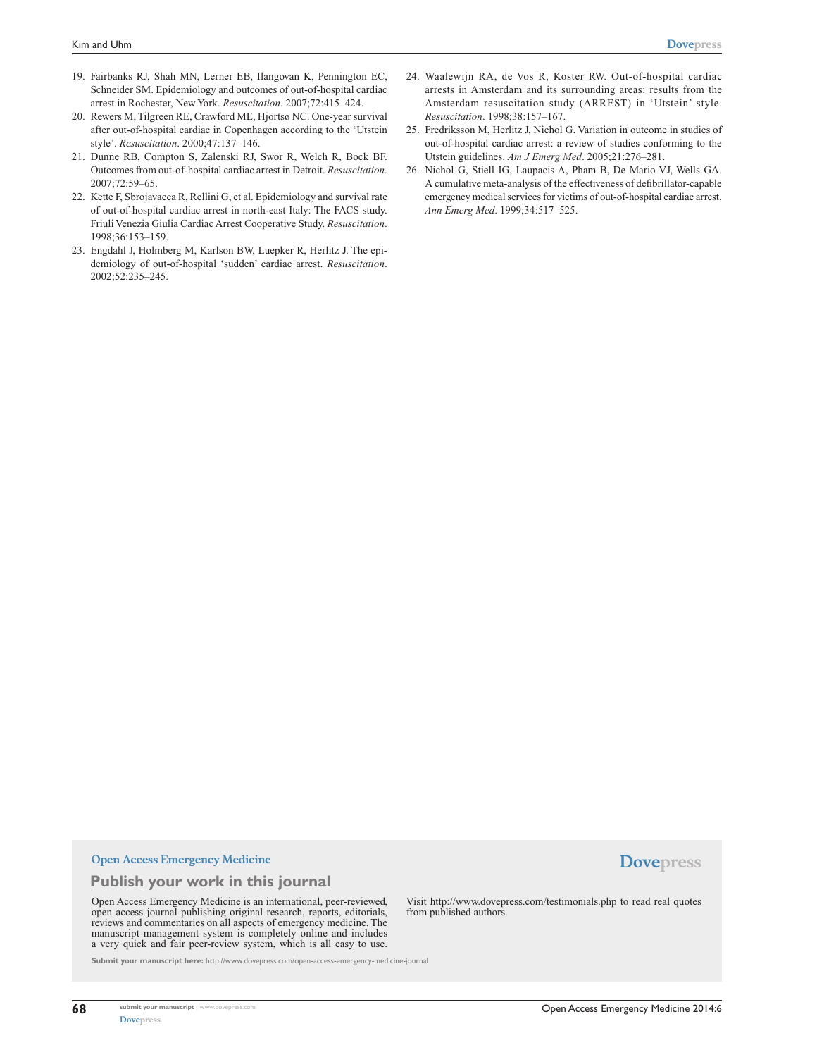19. Fairbanks RJ, Shah MN, Lerner EB, Ilangovan K, Pennington EC, Schneider SM. Epidemiology and outcomes of out-of-hospital cardiac arrest in Rochester, New York. *Resuscitation*. 2007;72:415–424.
20. Rewers M, Tilgreen RE, Crawford ME, Hjortsø NC. One-year survival after out-of-hospital cardiac in Copenhagen according to the 'Utstein style'. *Resuscitation*. 2000;47:137–146.
21. Dunne RB, Compton S, Zalenski RJ, Swor R, Welch R, Bock BF. Outcomes from out-of-hospital cardiac arrest in Detroit. *Resuscitation*. 2007;72:59–65.
22. Kette F, Sbrojavacca R, Rellini G, et al. Epidemiology and survival rate of out-of-hospital cardiac arrest in north-east Italy: The FACS study. Friuli Venezia Giulia Cardiac Arrest Cooperative Study. *Resuscitation*. 1998;36:153–159.
23. Engdahl J, Holmberg M, Karlson BW, Luepker R, Herlitz J. The epidemiology of out-of-hospital 'sudden' cardiac arrest. *Resuscitation*. 2002;52:235–245.
24. Waalewijn RA, de Vos R, Koster RW. Out-of-hospital cardiac arrests in Amsterdam and its surrounding areas: results from the Amsterdam resuscitation study (ARREST) in 'Utstein' style. *Resuscitation*. 1998;38:157–167.
25. Fredriksson M, Herlitz J, Nichol G. Variation in outcome in studies of out-of-hospital cardiac arrest: a review of studies conforming to the Utstein guidelines. *Am J Emerg Med*. 2005;21:276–281.
26. Nichol G, Stiell IG, Laupacis A, Pham B, De Mario VJ, Wells GA. A cumulative meta-analysis of the effectiveness of defibrillator-capable emergency medical services for victims of out-of-hospital cardiac arrest. *Ann Emerg Med*. 1999;34:517–525.

**Open Access Emergency Medicine**

## Publish your work in this journal

Open Access Emergency Medicine is an international, peer-reviewed, open access journal publishing original research, reports, editorials, reviews and commentaries on all aspects of emergency medicine. The manuscript management system is completely online and includes a very quick and fair peer-review system, which is all easy to use. Visit http://www.dovepress.com/testimonials.php to read real quotes from published authors.

**Submit your manuscript here:** http://www.dovepress.com/open-access-emergency-medicine-journal